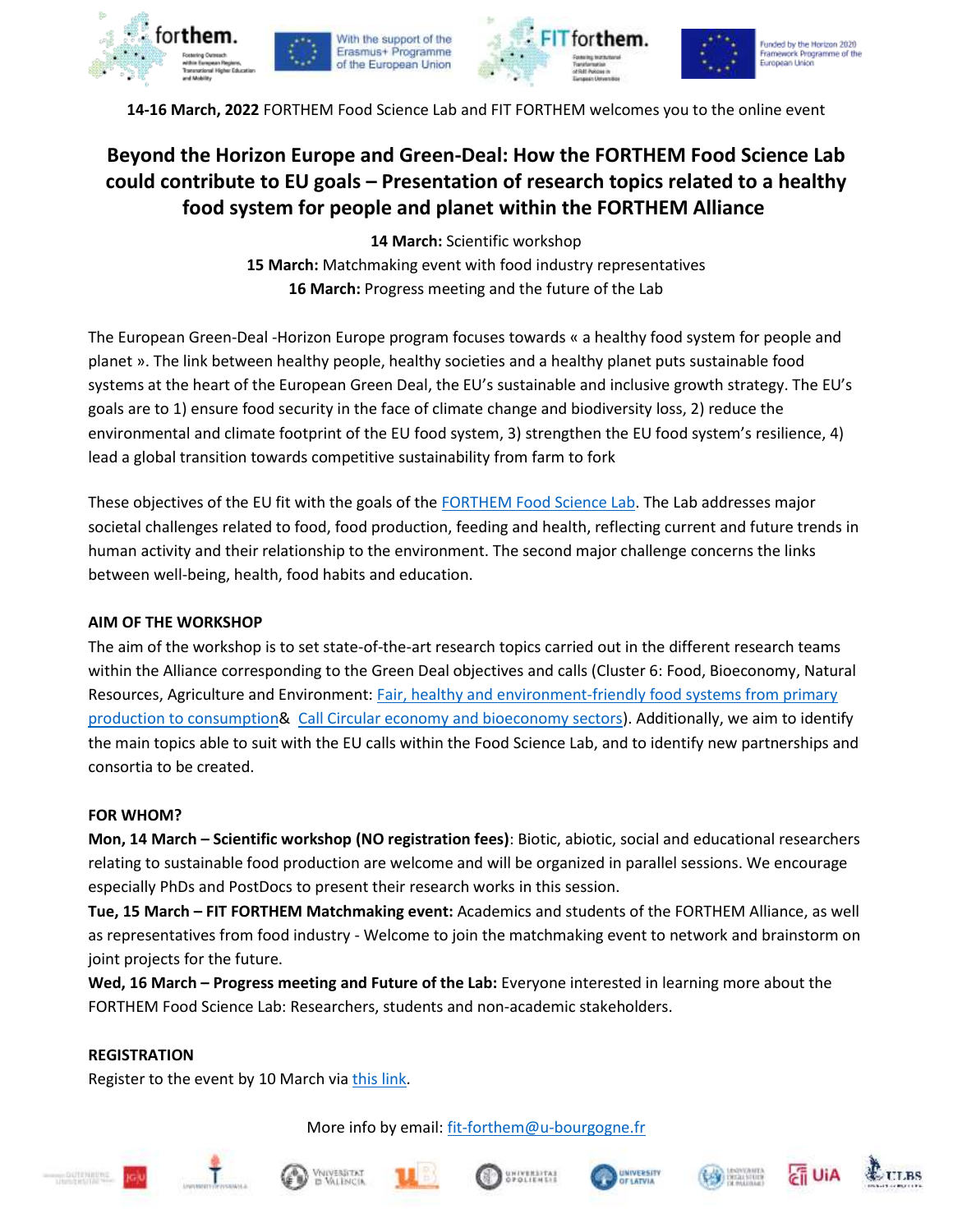**14-16 March, 2022** FORTHEM Food Science Lab and FIT FORTHEM welcomes you to the online event

# Beyond the Horizon Europe and Green-Deal: How the FORTHEM Food Science Lab could contribute to EU goals – Presentation of research topics related to a healthy food system for people and planet within the FORTHEM Alliance

**14 March:** Scientific workshop
**15 March:** Matchmaking event with food industry representatives
**16 March:** Progress meeting and the future of the Lab

The European Green-Deal -Horizon Europe program focuses towards « a healthy food system for people and planet ». The link between healthy people, healthy societies and a healthy planet puts sustainable food systems at the heart of the European Green Deal, the EU's sustainable and inclusive growth strategy. The EU's goals are to 1) ensure food security in the face of climate change and biodiversity loss, 2) reduce the environmental and climate footprint of the EU food system, 3) strengthen the EU food system's resilience, 4) lead a global transition towards competitive sustainability from farm to fork

These objectives of the EU fit with the goals of the FORTHEM Food Science Lab. The Lab addresses major societal challenges related to food, food production, feeding and health, reflecting current and future trends in human activity and their relationship to the environment. The second major challenge concerns the links between well-being, health, food habits and education.

**AIM OF THE WORKSHOP**

The aim of the workshop is to set state-of-the-art research topics carried out in the different research teams within the Alliance corresponding to the Green Deal objectives and calls (Cluster 6: Food, Bioeconomy, Natural Resources, Agriculture and Environment: Fair, healthy and environment-friendly food systems from primary production to consumption& Call Circular economy and bioeconomy sectors). Additionally, we aim to identify the main topics able to suit with the EU calls within the Food Science Lab, and to identify new partnerships and consortia to be created.

**FOR WHOM?**

**Mon, 14 March – Scientific workshop (NO registration fees)**: Biotic, abiotic, social and educational researchers relating to sustainable food production are welcome and will be organized in parallel sessions. We encourage especially PhDs and PostDocs to present their research works in this session.

**Tue, 15 March – FIT FORTHEM Matchmaking event:** Academics and students of the FORTHEM Alliance, as well as representatives from food industry - Welcome to join the matchmaking event to network and brainstorm on joint projects for the future.

**Wed, 16 March – Progress meeting and Future of the Lab:** Everyone interested in learning more about the FORTHEM Food Science Lab: Researchers, students and non-academic stakeholders.

**REGISTRATION**

Register to the event by 10 March via this link.

More info by email: fit-forthem@u-bourgogne.fr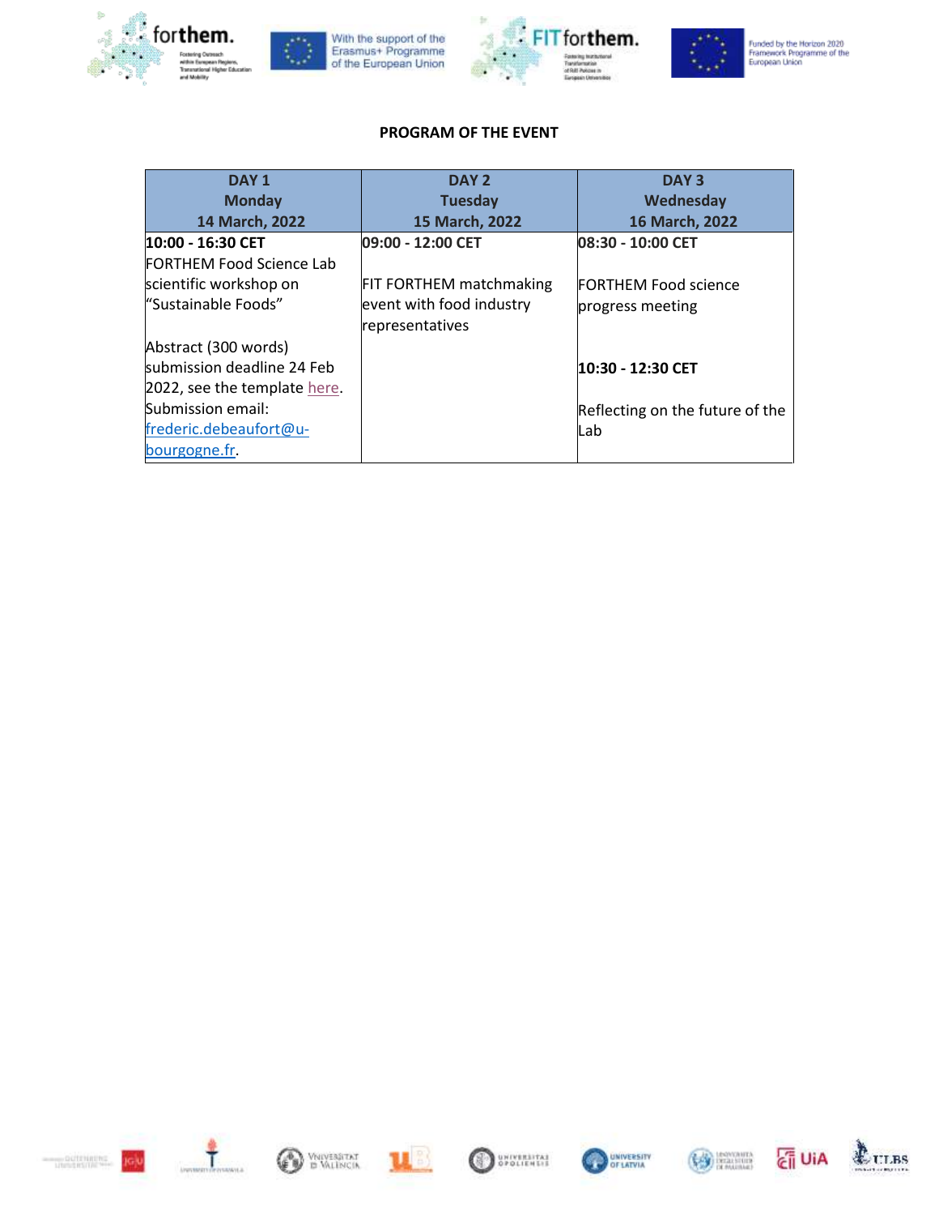**PROGRAM OF THE EVENT**

| DAY 1<br>Monday<br>14 March, 2022 | DAY 2<br>Tuesday<br>15 March, 2022 | DAY 3<br>Wednesday<br>16 March, 2022 |
| --- | --- | --- |
| **10:00 - 16:30 CET**<br>FORTHEM Food Science Lab scientific workshop on "Sustainable Foods"<br><br>Abstract (300 words) submission deadline 24 Feb 2022, see the template here. Submission email: frederic.debeaufort@u-bourgogne.fr. | **09:00 - 12:00 CET**<br><br>FIT FORTHEM matchmaking event with food industry representatives | **08:30 - 10:00 CET**<br><br>FORTHEM Food science progress meeting<br><br>**10:30 - 12:30 CET**<br><br>Reflecting on the future of the Lab |